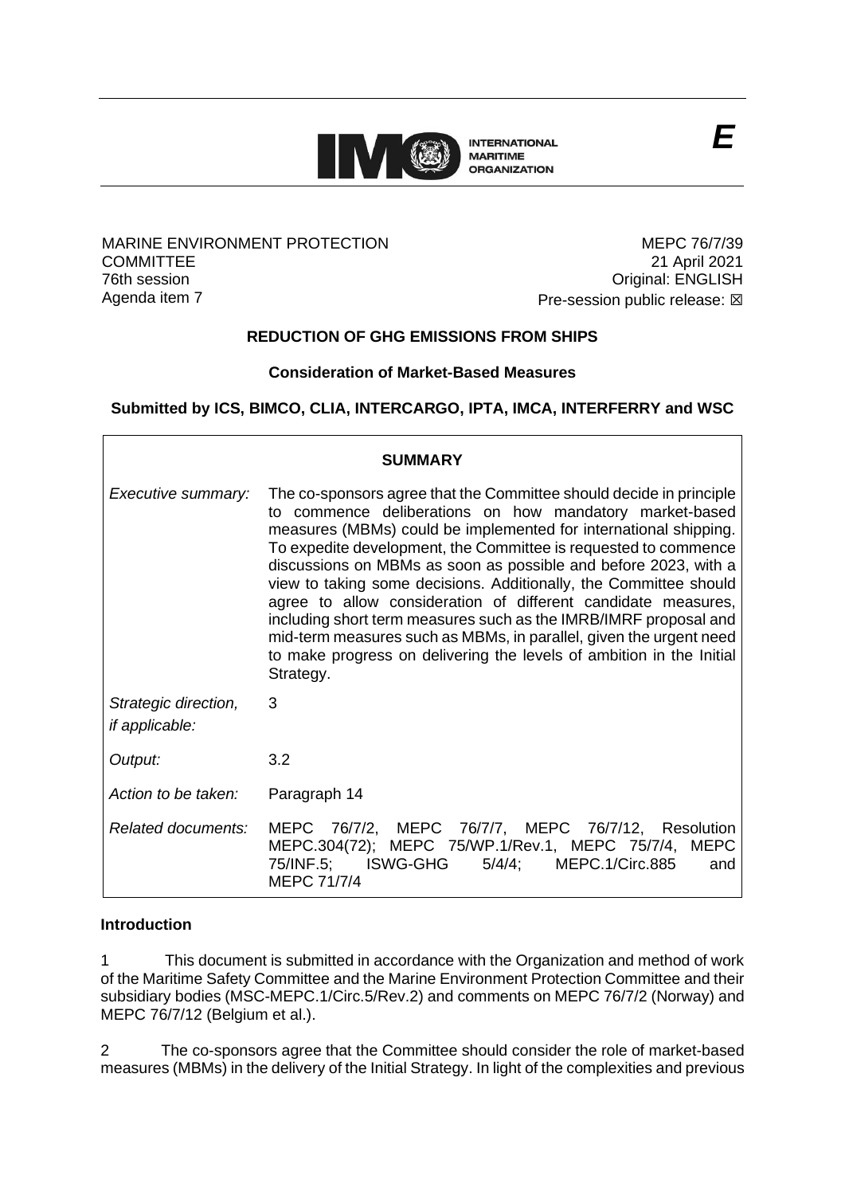**E**

MARINE ENVIRONMENT PROTECTION COMMITTEE
76th session
Agenda item 7

MEPC 76/7/39
21 April 2021
Original: ENGLISH
Pre-session public release: ☒

## REDUCTION OF GHG EMISSIONS FROM SHIPS

### Consideration of Market-Based Measures

### Submitted by ICS, BIMCO, CLIA, INTERCARGO, IPTA, IMCA, INTERFERRY and WSC

| SUMMARY | |
|---|---|
| *Executive summary:* | The co-sponsors agree that the Committee should decide in principle to commence deliberations on how mandatory market-based measures (MBMs) could be implemented for international shipping. To expedite development, the Committee is requested to commence discussions on MBMs as soon as possible and before 2023, with a view to taking some decisions. Additionally, the Committee should agree to allow consideration of different candidate measures, including short term measures such as the IMRB/IMRF proposal and mid-term measures such as MBMs, in parallel, given the urgent need to make progress on delivering the levels of ambition in the Initial Strategy. |
| *Strategic direction, if applicable:* | 3 |
| *Output:* | 3.2 |
| *Action to be taken:* | Paragraph 14 |
| *Related documents:* | MEPC 76/7/2, MEPC 76/7/7, MEPC 76/7/12, Resolution MEPC.304(72); MEPC 75/WP.1/Rev.1, MEPC 75/7/4, MEPC 75/INF.5; ISWG-GHG 5/4/4; MEPC.1/Circ.885 and MEPC 71/7/4 |

### Introduction

1 This document is submitted in accordance with the Organization and method of work of the Maritime Safety Committee and the Marine Environment Protection Committee and their subsidiary bodies (MSC-MEPC.1/Circ.5/Rev.2) and comments on MEPC 76/7/2 (Norway) and MEPC 76/7/12 (Belgium et al.).

2 The co-sponsors agree that the Committee should consider the role of market-based measures (MBMs) in the delivery of the Initial Strategy. In light of the complexities and previous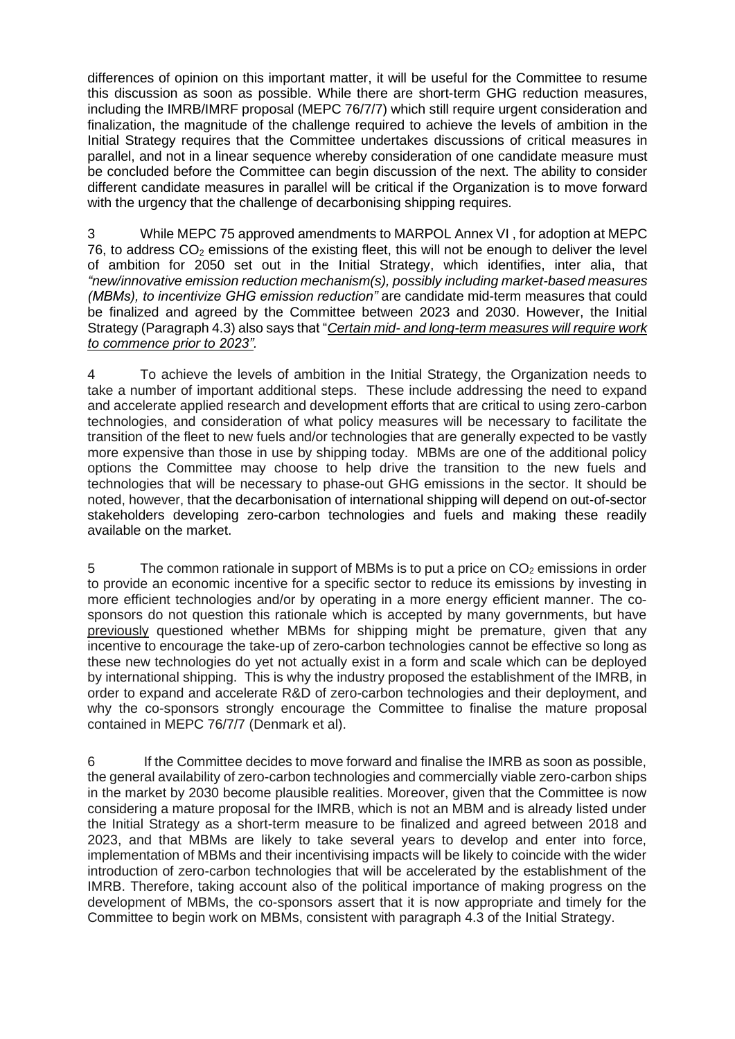differences of opinion on this important matter, it will be useful for the Committee to resume this discussion as soon as possible. While there are short-term GHG reduction measures, including the IMRB/IMRF proposal (MEPC 76/7/7) which still require urgent consideration and finalization, the magnitude of the challenge required to achieve the levels of ambition in the Initial Strategy requires that the Committee undertakes discussions of critical measures in parallel, and not in a linear sequence whereby consideration of one candidate measure must be concluded before the Committee can begin discussion of the next. The ability to consider different candidate measures in parallel will be critical if the Organization is to move forward with the urgency that the challenge of decarbonising shipping requires.

3 While MEPC 75 approved amendments to MARPOL Annex VI , for adoption at MEPC 76, to address $CO_2$ emissions of the existing fleet, this will not be enough to deliver the level of ambition for 2050 set out in the Initial Strategy, which identifies, inter alia, that *"new/innovative emission reduction mechanism(s), possibly including market-based measures (MBMs), to incentivize GHG emission reduction"* are candidate mid-term measures that could be finalized and agreed by the Committee between 2023 and 2030. However, the Initial Strategy (Paragraph 4.3) also says that "*Certain mid- and long-term measures will require work to commence prior to 2023"*.

4 To achieve the levels of ambition in the Initial Strategy, the Organization needs to take a number of important additional steps. These include addressing the need to expand and accelerate applied research and development efforts that are critical to using zero-carbon technologies, and consideration of what policy measures will be necessary to facilitate the transition of the fleet to new fuels and/or technologies that are generally expected to be vastly more expensive than those in use by shipping today. MBMs are one of the additional policy options the Committee may choose to help drive the transition to the new fuels and technologies that will be necessary to phase-out GHG emissions in the sector. It should be noted, however, that the decarbonisation of international shipping will depend on out-of-sector stakeholders developing zero-carbon technologies and fuels and making these readily available on the market.

5 The common rationale in support of MBMs is to put a price on $CO_2$ emissions in order to provide an economic incentive for a specific sector to reduce its emissions by investing in more efficient technologies and/or by operating in a more energy efficient manner. The co-sponsors do not question this rationale which is accepted by many governments, but have previously questioned whether MBMs for shipping might be premature, given that any incentive to encourage the take-up of zero-carbon technologies cannot be effective so long as these new technologies do yet not actually exist in a form and scale which can be deployed by international shipping. This is why the industry proposed the establishment of the IMRB, in order to expand and accelerate R&D of zero-carbon technologies and their deployment, and why the co-sponsors strongly encourage the Committee to finalise the mature proposal contained in MEPC 76/7/7 (Denmark et al).

6 If the Committee decides to move forward and finalise the IMRB as soon as possible, the general availability of zero-carbon technologies and commercially viable zero-carbon ships in the market by 2030 become plausible realities. Moreover, given that the Committee is now considering a mature proposal for the IMRB, which is not an MBM and is already listed under the Initial Strategy as a short-term measure to be finalized and agreed between 2018 and 2023, and that MBMs are likely to take several years to develop and enter into force, implementation of MBMs and their incentivising impacts will be likely to coincide with the wider introduction of zero-carbon technologies that will be accelerated by the establishment of the IMRB. Therefore, taking account also of the political importance of making progress on the development of MBMs, the co-sponsors assert that it is now appropriate and timely for the Committee to begin work on MBMs, consistent with paragraph 4.3 of the Initial Strategy.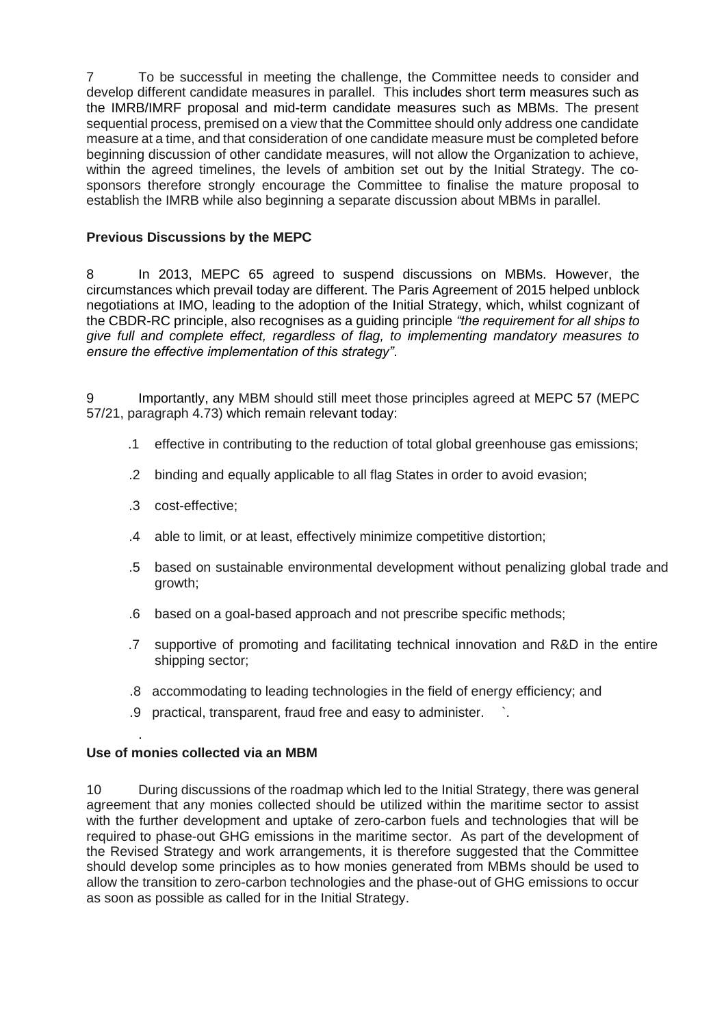7 To be successful in meeting the challenge, the Committee needs to consider and develop different candidate measures in parallel. This includes short term measures such as the IMRB/IMRF proposal and mid-term candidate measures such as MBMs. The present sequential process, premised on a view that the Committee should only address one candidate measure at a time, and that consideration of one candidate measure must be completed before beginning discussion of other candidate measures, will not allow the Organization to achieve, within the agreed timelines, the levels of ambition set out by the Initial Strategy. The co-sponsors therefore strongly encourage the Committee to finalise the mature proposal to establish the IMRB while also beginning a separate discussion about MBMs in parallel.

**Previous Discussions by the MEPC**

8 In 2013, MEPC 65 agreed to suspend discussions on MBMs. However, the circumstances which prevail today are different. The Paris Agreement of 2015 helped unblock negotiations at IMO, leading to the adoption of the Initial Strategy, which, whilst cognizant of the CBDR-RC principle, also recognises as a guiding principle *"the requirement for all ships to give full and complete effect, regardless of flag, to implementing mandatory measures to ensure the effective implementation of this strategy"*.

9 Importantly, any MBM should still meet those principles agreed at MEPC 57 (MEPC 57/21, paragraph 4.73) which remain relevant today:

.1 effective in contributing to the reduction of total global greenhouse gas emissions;

.2 binding and equally applicable to all flag States in order to avoid evasion;

.3 cost-effective;

.4 able to limit, or at least, effectively minimize competitive distortion;

.5 based on sustainable environmental development without penalizing global trade and growth;

.6 based on a goal-based approach and not prescribe specific methods;

.7 supportive of promoting and facilitating technical innovation and R&D in the entire shipping sector;

.8 accommodating to leading technologies in the field of energy efficiency; and

.9 practical, transparent, fraud free and easy to administer. `.

**Use of monies collected via an MBM**

10 During discussions of the roadmap which led to the Initial Strategy, there was general agreement that any monies collected should be utilized within the maritime sector to assist with the further development and uptake of zero-carbon fuels and technologies that will be required to phase-out GHG emissions in the maritime sector. As part of the development of the Revised Strategy and work arrangements, it is therefore suggested that the Committee should develop some principles as to how monies generated from MBMs should be used to allow the transition to zero-carbon technologies and the phase-out of GHG emissions to occur as soon as possible as called for in the Initial Strategy.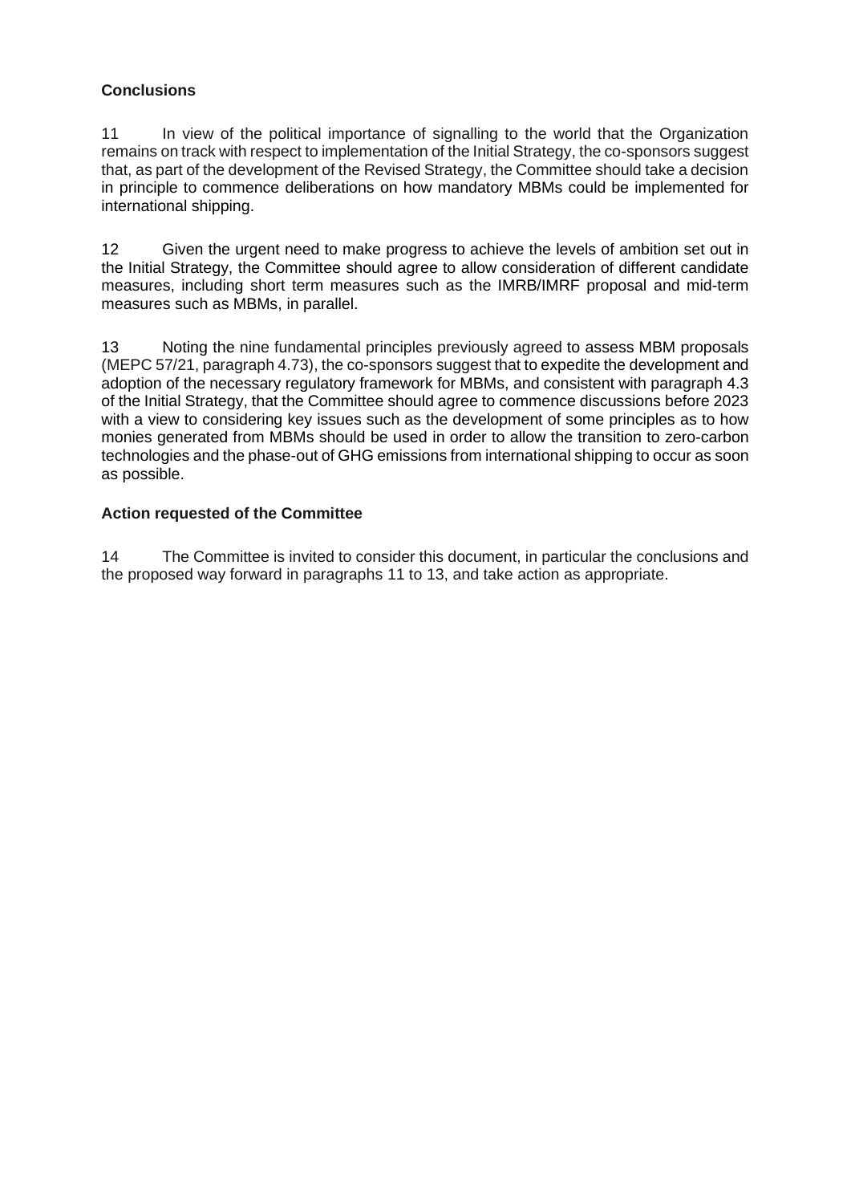**Conclusions**

11 In view of the political importance of signalling to the world that the Organization remains on track with respect to implementation of the Initial Strategy, the co-sponsors suggest that, as part of the development of the Revised Strategy, the Committee should take a decision in principle to commence deliberations on how mandatory MBMs could be implemented for international shipping.

12 Given the urgent need to make progress to achieve the levels of ambition set out in the Initial Strategy, the Committee should agree to allow consideration of different candidate measures, including short term measures such as the IMRB/IMRF proposal and mid-term measures such as MBMs, in parallel.

13 Noting the nine fundamental principles previously agreed to assess MBM proposals (MEPC 57/21, paragraph 4.73), the co-sponsors suggest that to expedite the development and adoption of the necessary regulatory framework for MBMs, and consistent with paragraph 4.3 of the Initial Strategy, that the Committee should agree to commence discussions before 2023 with a view to considering key issues such as the development of some principles as to how monies generated from MBMs should be used in order to allow the transition to zero-carbon technologies and the phase-out of GHG emissions from international shipping to occur as soon as possible.

**Action requested of the Committee**

14 The Committee is invited to consider this document, in particular the conclusions and the proposed way forward in paragraphs 11 to 13, and take action as appropriate.